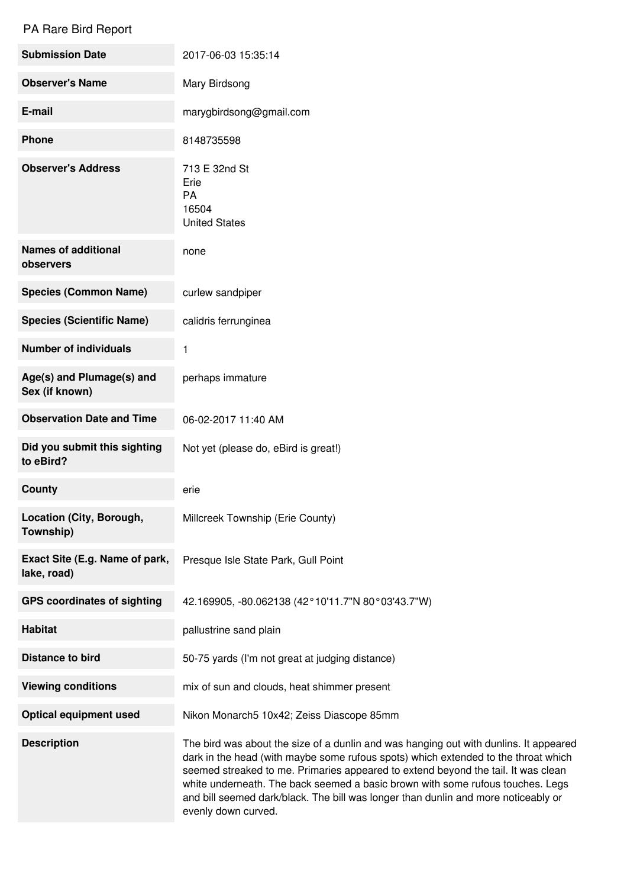PA Rare Bird Report

| | |
|---|---|
| **Submission Date** | 2017-06-03 15:35:14 |
| **Observer's Name** | Mary Birdsong |
| **E-mail** | marygbirdsong@gmail.com |
| **Phone** | 8148735598 |
| **Observer's Address** | 713 E 32nd St<br>Erie<br>PA<br>16504<br>United States |
| **Names of additional observers** | none |
| **Species (Common Name)** | curlew sandpiper |
| **Species (Scientific Name)** | calidris ferrunginea |
| **Number of individuals** | 1 |
| **Age(s) and Plumage(s) and Sex (if known)** | perhaps immature |
| **Observation Date and Time** | 06-02-2017 11:40 AM |
| **Did you submit this sighting to eBird?** | Not yet (please do, eBird is great!) |
| **County** | erie |
| **Location (City, Borough, Township)** | Millcreek Township (Erie County) |
| **Exact Site (E.g. Name of park, lake, road)** | Presque Isle State Park, Gull Point |
| **GPS coordinates of sighting** | 42.169905, -80.062138 (42°10'11.7"N 80°03'43.7"W) |
| **Habitat** | pallustrine sand plain |
| **Distance to bird** | 50-75 yards (I'm not great at judging distance) |
| **Viewing conditions** | mix of sun and clouds, heat shimmer present |
| **Optical equipment used** | Nikon Monarch5 10x42; Zeiss Diascope 85mm |
| **Description** | The bird was about the size of a dunlin and was hanging out with dunlins. It appeared dark in the head (with maybe some rufous spots) which extended to the throat which seemed streaked to me. Primaries appeared to extend beyond the tail. It was clean white underneath. The back seemed a basic brown with some rufous touches. Legs and bill seemed dark/black. The bill was longer than dunlin and more noticeably or evenly down curved. |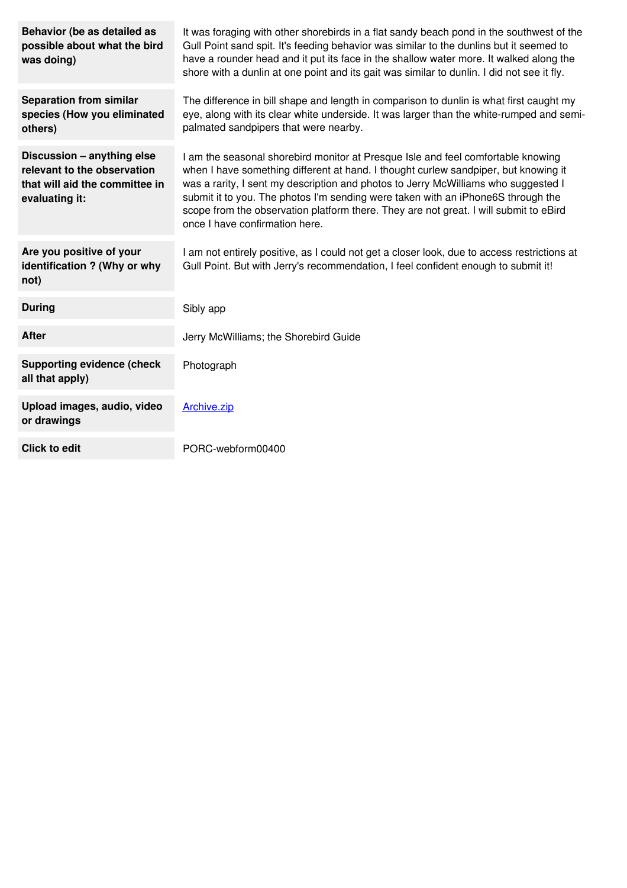| | |
|---|---|
| **Behavior (be as detailed as possible about what the bird was doing)** | It was foraging with other shorebirds in a flat sandy beach pond in the southwest of the Gull Point sand spit. It's feeding behavior was similar to the dunlins but it seemed to have a rounder head and it put its face in the shallow water more. It walked along the shore with a dunlin at one point and its gait was similar to dunlin. I did not see it fly. |
| **Separation from similar species (How you eliminated others)** | The difference in bill shape and length in comparison to dunlin is what first caught my eye, along with its clear white underside. It was larger than the white-rumped and semi-palmated sandpipers that were nearby. |
| **Discussion – anything else relevant to the observation that will aid the committee in evaluating it:** | I am the seasonal shorebird monitor at Presque Isle and feel comfortable knowing when I have something different at hand. I thought curlew sandpiper, but knowing it was a rarity, I sent my description and photos to Jerry McWilliams who suggested I submit it to you. The photos I'm sending were taken with an iPhone6S through the scope from the observation platform there. They are not great. I will submit to eBird once I have confirmation here. |
| **Are you positive of your identification ? (Why or why not)** | I am not entirely positive, as I could not get a closer look, due to access restrictions at Gull Point. But with Jerry's recommendation, I feel confident enough to submit it! |
| **During** | Sibly app |
| **After** | Jerry McWilliams; the Shorebird Guide |
| **Supporting evidence (check all that apply)** | Photograph |
| **Upload images, audio, video or drawings** | Archive.zip |
| **Click to edit** | PORC-webform00400 |